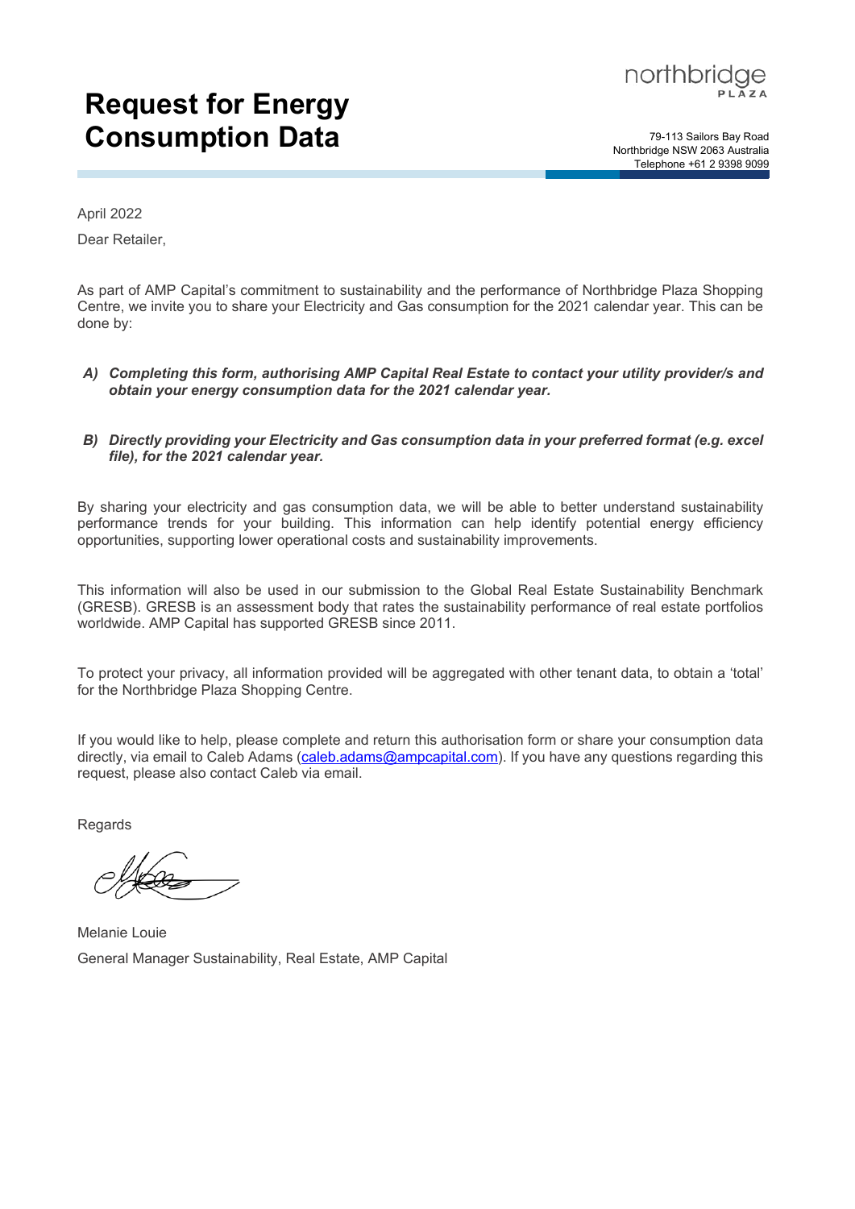# Request for Energy Consumption Data

northbridge PLAZA

79-113 Sailors Bay Road
Northbridge NSW 2063 Australia
Telephone +61 2 9398 9099

April 2022

Dear Retailer,

As part of AMP Capital's commitment to sustainability and the performance of Northbridge Plaza Shopping Centre, we invite you to share your Electricity and Gas consumption for the 2021 calendar year. This can be done by:

***A) Completing this form, authorising AMP Capital Real Estate to contact your utility provider/s and obtain your energy consumption data for the 2021 calendar year.***

***B) Directly providing your Electricity and Gas consumption data in your preferred format (e.g. excel file), for the 2021 calendar year.***

By sharing your electricity and gas consumption data, we will be able to better understand sustainability performance trends for your building. This information can help identify potential energy efficiency opportunities, supporting lower operational costs and sustainability improvements.

This information will also be used in our submission to the Global Real Estate Sustainability Benchmark (GRESB). GRESB is an assessment body that rates the sustainability performance of real estate portfolios worldwide. AMP Capital has supported GRESB since 2011.

To protect your privacy, all information provided will be aggregated with other tenant data, to obtain a 'total' for the Northbridge Plaza Shopping Centre.

If you would like to help, please complete and return this authorisation form or share your consumption data directly, via email to Caleb Adams (caleb.adams@ampcapital.com). If you have any questions regarding this request, please also contact Caleb via email.

Regards

Melanie Louie
General Manager Sustainability, Real Estate, AMP Capital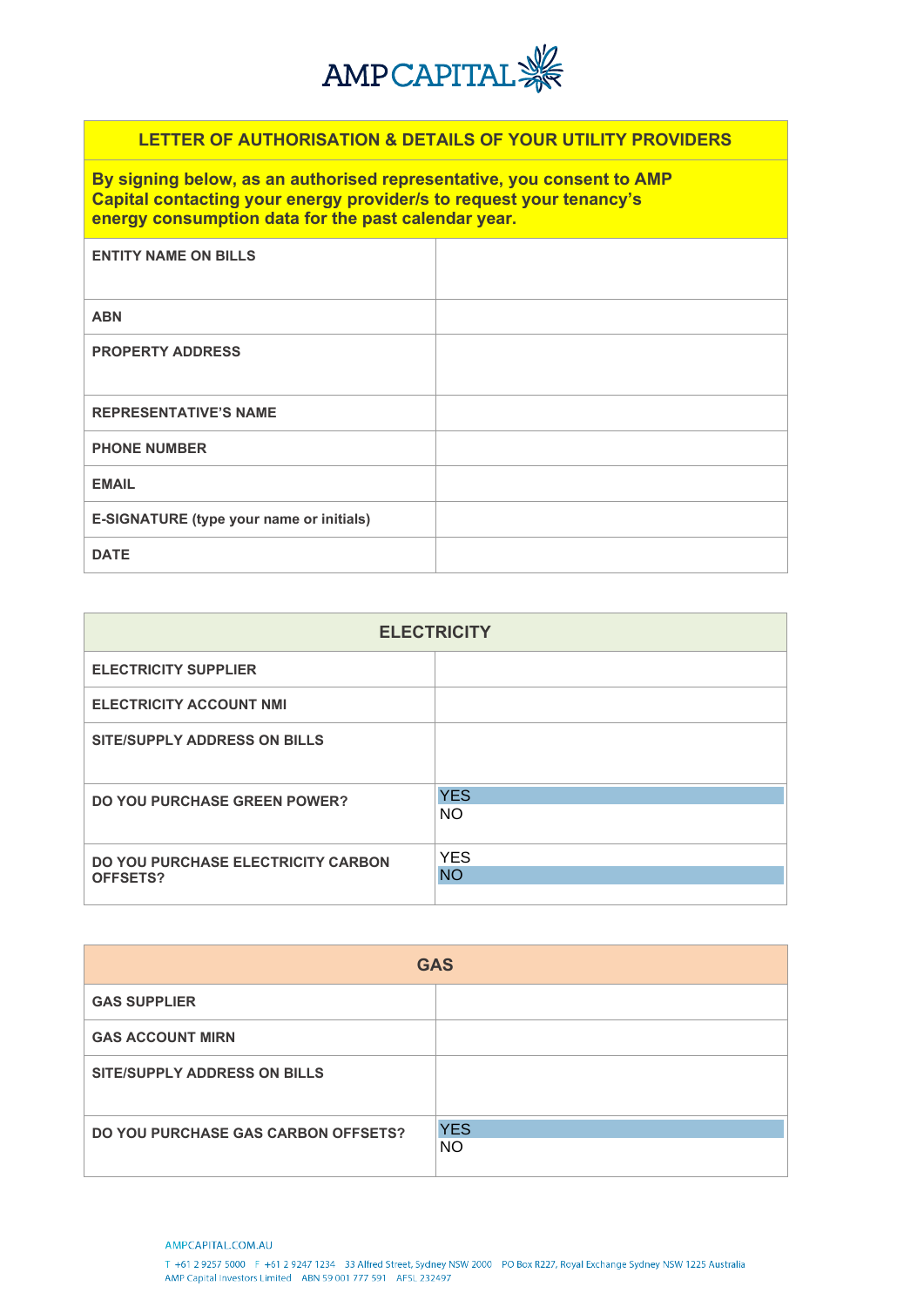# AMP CAPITAL

| LETTER OF AUTHORISATION & DETAILS OF YOUR UTILITY PROVIDERS | |
|---|---|
| **By signing below, as an authorised representative, you consent to AMP Capital contacting your energy provider/s to request your tenancy's energy consumption data for the past calendar year.** | |
| **ENTITY NAME ON BILLS** | |
| **ABN** | |
| **PROPERTY ADDRESS** | |
| **REPRESENTATIVE'S NAME** | |
| **PHONE NUMBER** | |
| **EMAIL** | |
| **E-SIGNATURE (type your name or initials)** | |
| **DATE** | |

| ELECTRICITY | |
|---|---|
| **ELECTRICITY SUPPLIER** | |
| **ELECTRICITY ACCOUNT NMI** | |
| **SITE/SUPPLY ADDRESS ON BILLS** | |
| **DO YOU PURCHASE GREEN POWER?** | YES<br>NO |
| **DO YOU PURCHASE ELECTRICITY CARBON OFFSETS?** | YES<br>NO |

| GAS | |
|---|---|
| **GAS SUPPLIER** | |
| **GAS ACCOUNT MIRN** | |
| **SITE/SUPPLY ADDRESS ON BILLS** | |
| **DO YOU PURCHASE GAS CARBON OFFSETS?** | YES<br>NO |

AMPCAPITAL.COM.AU

T +61 2 9257 5000 F +61 2 9247 1234 33 Alfred Street, Sydney NSW 2000 PO Box R227, Royal Exchange Sydney NSW 1225 Australia
AMP Capital Investors Limited ABN 59 001 777 591 AFSL 232497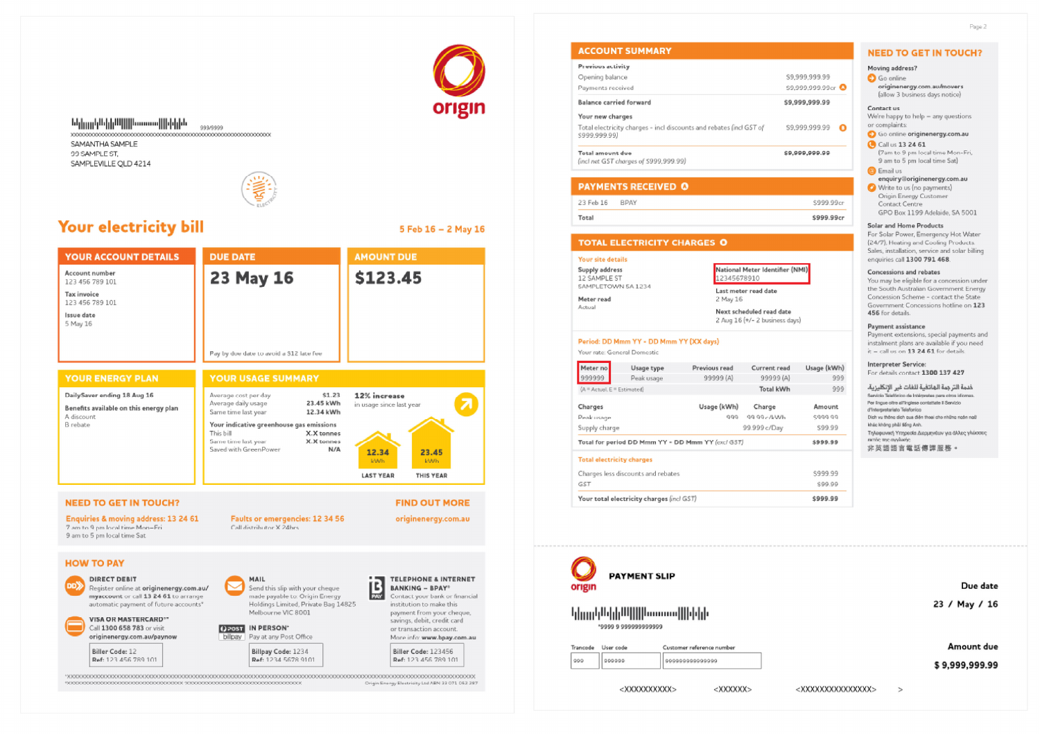SAMANTHA SAMPLE
99 SAMPLE ST,
SAMPLEVILLE QLD 4214

# Your electricity bill

5 Feb 16 – 2 May 16

## YOUR ACCOUNT DETAILS

Account number
123 456 789 101

Tax invoice
123 456 789 101

Issue date
5 May 16

## DUE DATE

**23 May 16**

Pay by due date to avoid a $12 late fee

## AMOUNT DUE

**$123.45**

## YOUR ENERGY PLAN

DailySaver ending 18 Aug 16

Benefits available on this energy plan
A discount
B rebate

## YOUR USAGE SUMMARY

| | |
|---|---|
| Average cost per day | $1.23 |
| Average daily usage | 23.45 kWh |
| Same time last year | 12.34 kWh |

Your indicative greenhouse gas emissions

| | |
|---|---|
| This bill | X.X tonnes |
| Same time last year | X.X tonnes |
| Saved with GreenPower | N/A |

**12% increase** in usage since last year

12.34 kWh LAST YEAR
23.45 kWh THIS YEAR

## NEED TO GET IN TOUCH?

Enquiries & moving address: 13 24 61
7 am to 9 pm local time Mon–Fri
9 am to 5 pm local time Sat

Faults or emergencies: 12 34 56
Call distributor X 24hrs

## FIND OUT MORE

originenergy.com.au

## HOW TO PAY

**DIRECT DEBIT**
Register online at **originenergy.com.au/myaccount** or call **13 24 61** to arrange automatic payment of future accounts*

**VISA OR MASTERCARD**\*\*
Call **1300 658 783** or visit **originenergy.com.au/paynow**

Biller Code: 12
Ref: 123 456 789 101

**MAIL**
Send this slip with your cheque made payable to: Origin Energy Holdings Limited, Private Bag 14825 Melbourne VIC 8001

**IN PERSON**\*
Pay at any Post Office

Billpay Code: 1234
Ref: 1234 5678 9101

**TELEPHONE & INTERNET BANKING – BPAY®**
Contact your bank or financial institution to make this payment from your cheque, savings, debit, credit card or transaction account.
More info: **www.bpay.com.au**

Biller Code: 123456
Ref: 123 456 789 101

Origin Energy Electricity Ltd ABN 33 071 052 287

## ACCOUNT SUMMARY

| | |
|---|---|
| **Previous activity** | |
| Opening balance | $9,999,999.99 |
| Payments received | $9,999,999.99cr |
| **Balance carried forward** | **$9,999,999.99** |
| **Your new charges** | |
| Total electricity charges - incl discounts and rebates (incl GST of $999,999.99) | $9,999,999.99 |
| **Total amount due** (incl net GST charges of $999,999.99) | **$9,999,999.99** |

## PAYMENTS RECEIVED

| | | |
|---|---|---|
| 23 Feb 16 | BPAY | $999.99cr |
| **Total** | | **$999.99cr** |

## TOTAL ELECTRICITY CHARGES

**Your site details**

Supply address
12 SAMPLE ST
SAMPLETOWN SA 1234

Meter read
Actual

National Meter Identifier (NMI)
12345678910

Last meter read date
2 May 16

Next scheduled read date
2 Aug 16 (+/- 2 business days)

**Period: DD Mmm YY - DD Mmm YY (XX days)**

Your rate: General Domestic

| Meter no | Usage type | Previous read | Current read | Usage (kWh) |
|---|---|---|---|---|
| 999999 | Peak usage | 99999 (A) | 99999 (A) | 999 |
| | | | Total kWh | 999 |

(A = Actual, E = Estimated)

| Charges | Usage (kWh) | Charge | Amount |
|---|---|---|---|
| Peak usage | 999 | 99.99c/kWh | $999.99 |
| Supply charge | | 99.999c/Day | $99.99 |
| **Total for period DD Mmm YY - DD Mmm YY** (excl GST) | | | **$999.99** |

**Total electricity charges**

| | |
|---|---|
| Charges less discounts and rebates | $999.99 |
| GST | $99.99 |
| **Your total electricity charges** (incl GST) | **$999.99** |

## NEED TO GET IN TOUCH?

**Moving address?**
Go online **originenergy.com.au/movers** (allow 3 business days notice)

**Contact us**
We're happy to help – any questions or complaints:
Go online **originenergy.com.au**
Call us **13 24 61** (7am to 9 pm local time Mon-Fri, 9 am to 5 pm local time Sat)
Email us **enquiry@originenergy.com.au**
Write to us (no payments) Origin Energy Customer Contact Centre GPO Box 1199 Adelaide, SA 5001

**Solar and Home Products**
For Solar Power, Emergency Hot Water (24/7), Heating and Cooling Products. Sales, installation, service and solar billing enquiries call **1300 791 468**.

**Concessions and rebates**
You may be eligible for a concession under the South Australian Government Energy Concession Scheme - contact the State Government Concessions hotline on **123 456** for details.

**Payment assistance**
Payment extensions, special payments and instalment plans are available if you need it – call us on **13 24 61** for details.

**Interpreter Service:**
For details contact **1300 137 427**

خدمة الترجمة الهاتفية للغات غير الإنكليزية
Servicio Telefónico de Intérpretes para otros idiomas.
Per lingue oltre all'inglese contattate il Servizio d'Interpretariato Telefonico
Dịch vụ thông dịch qua điện thoại cho những ngôn ngữ khác không phải tiếng Anh.
Τηλεφωνική Υπηρεσία Διερμηνέων για άλλες γλώσσες εκτός της αγγλικής.
非英語語言電話傳譯服務。

## PAYMENT SLIP

**Due date**
**23 / May / 16**

*9999 9 999999999999

| Trancode | User code | Customer reference number |
|---|---|---|
| 999 | 999999 | 999999999999999 |

**Amount due**
**$ 9,999,999.99**

<XXXXXXXXXX> <XXXXXX> <XXXXXXXXXXXXXXX> >